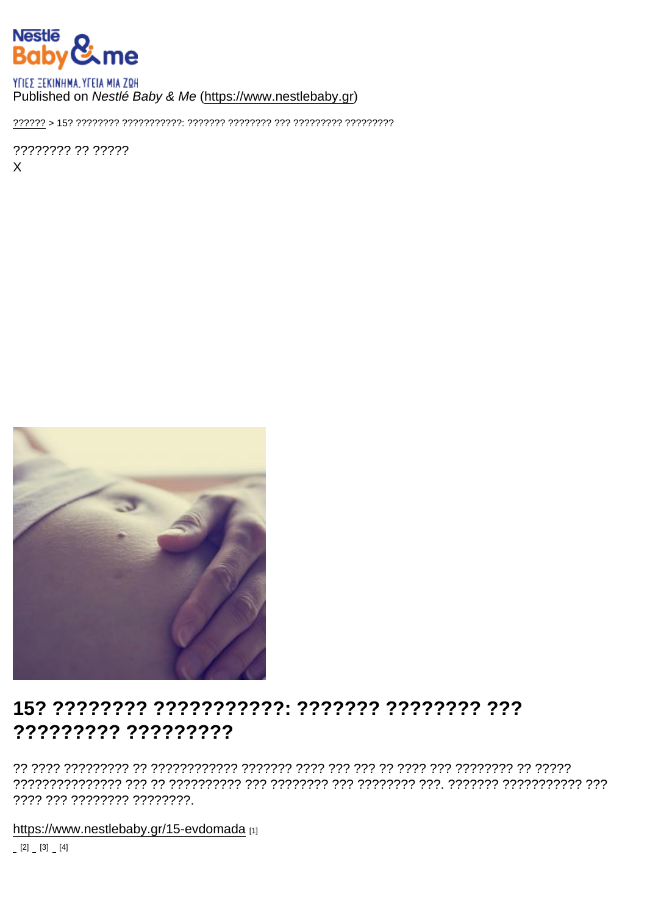ΥΓΙΕΣ ΞΕΚΙΝΗΜΑ. ΥΓΕΙΑ ΜΙΑ ΖΩΗ

Published on *Nestlé Baby & Me* (https://www.nestlebaby.gr)

?????? > 15? ???????? ???????????: ??????? ???????? ??? ????????? ?????????

???????? ?? ?????

X

# 15? ???????? ???????????: ??????? ???????? ??? ????????? ?????????

?? ???? ????????? ?? ???????????? ??????? ???? ??? ??? ?? ???? ??? ???????? ?? ????? ??????????????? ??? ?? ?????????? ??? ???????? ??? ???????? ???. ??????? ??????????? ??? ???? ??? ???????? ????????.

https://www.nestlebaby.gr/15-evdomada [1]

[2] [3] [4]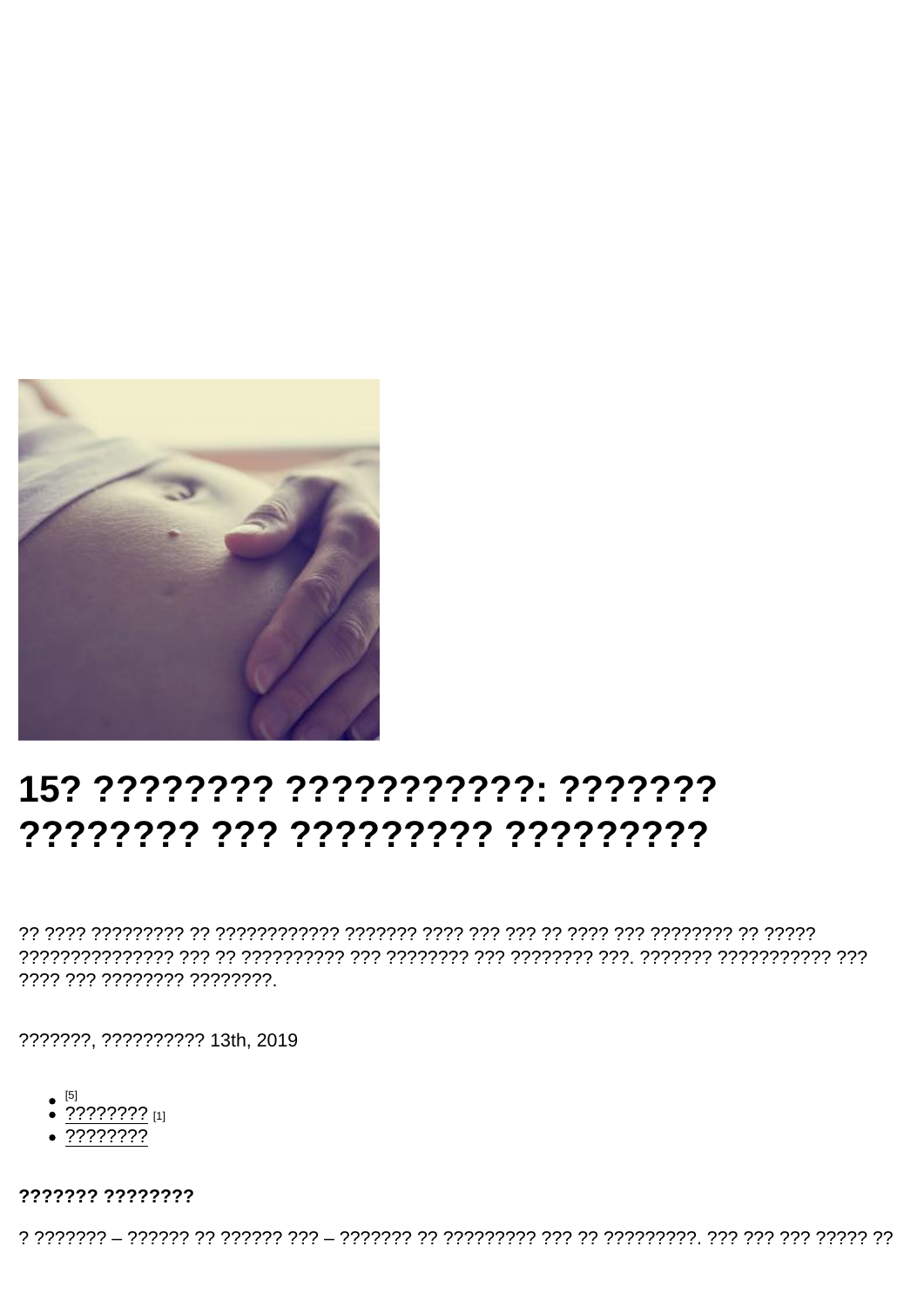# 15? ???????? ???????????: ??????? ???????? ??? ????????? ?????????

?? ???? ????????? ?? ???????????? ??????? ???? ??? ??? ?? ???? ??? ???????? ?? ????? ??????????????? ??? ?? ?????????? ??? ???????? ??? ???????? ???. ??????? ??????????? ??? ???? ??? ???????? ????????.

???????, ?????????? 13th, 2019

- [5]
- ???????? [1]
- ????????

**??????? ????????**

? ??????? – ?????? ?? ?????? ??? – ??????? ?? ????????? ??? ?? ?????????. ??? ??? ??? ????? ??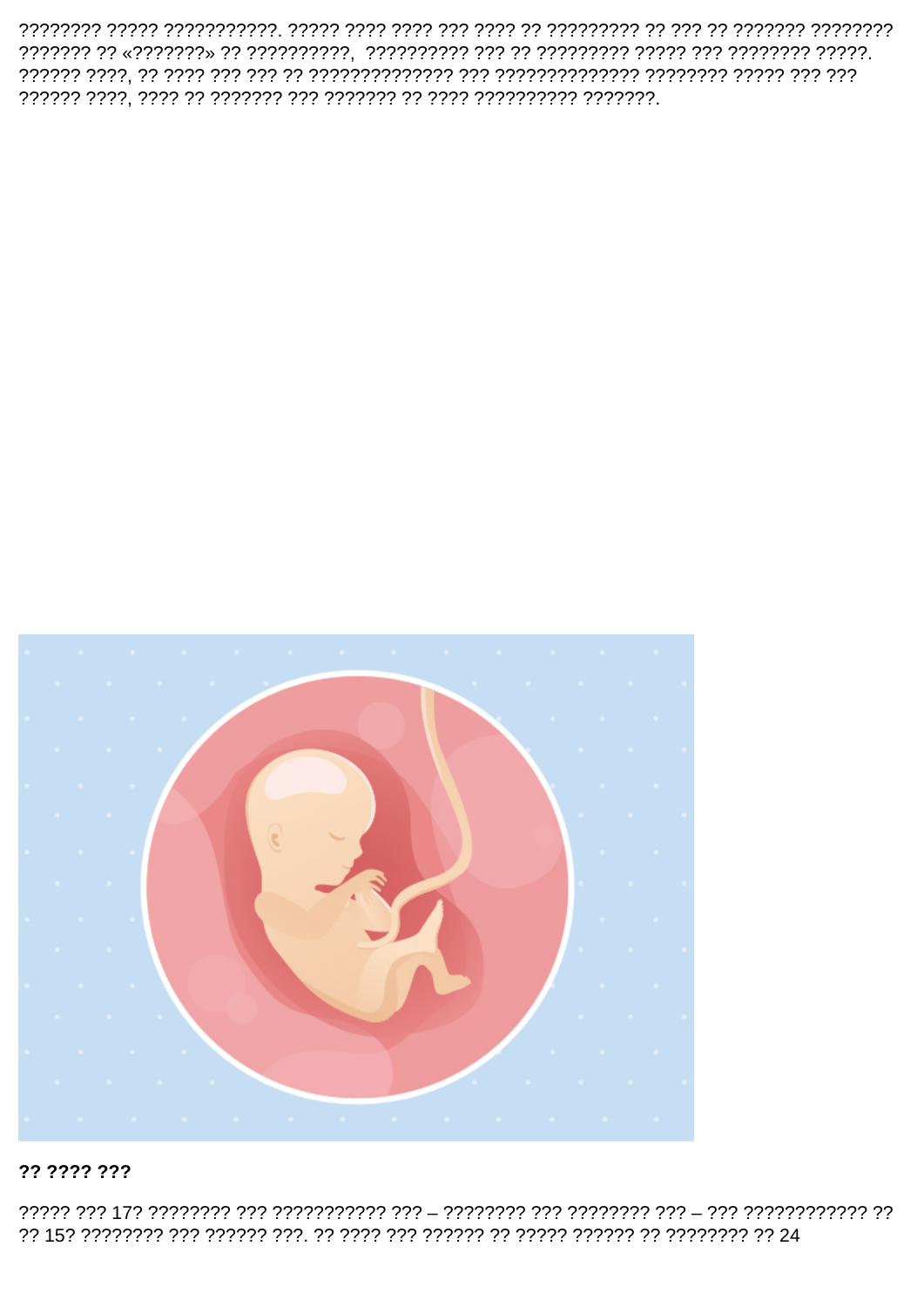???????? ????? ???????????. ????? ???? ???? ??? ???? ?? ????????? ?? ??? ?? ??????? ???????? ??????? ?? «???????» ?? ??????????, ?????????? ??? ?? ????????? ????? ??? ???????? ?????. ?????? ????, ?? ???? ??? ??? ?? ?????????????? ??? ?????????????? ???????? ????? ??? ??? ?????? ????, ???? ?? ??????? ??? ??????? ?? ???? ?????????? ???????.

**?? ???? ???**

????? ??? 17? ???????? ??? ??????????? ??? – ???????? ??? ???????? ??? – ??? ???????????? ?? ?? 15? ???????? ??? ?????? ???. ?? ???? ??? ?????? ?? ????? ?????? ?? ???????? ?? 24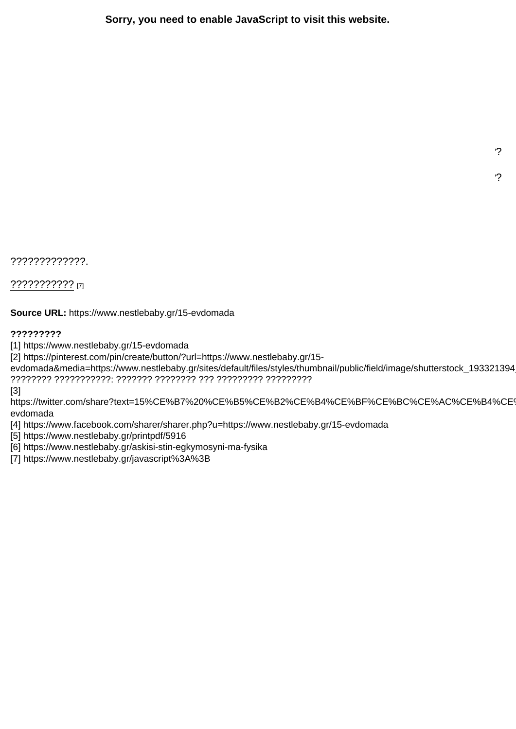**Sorry, you need to enable JavaScript to visit this website.**

'?

'?

?????????????.

???????????? [7]

**Source URL:** https://www.nestlebaby.gr/15-evdomada

**?????????**

[1] https://www.nestlebaby.gr/15-evdomada
[2] https://pinterest.com/pin/create/button/?url=https://www.nestlebaby.gr/15-evdomada&media=https://www.nestlebaby.gr/sites/default/files/styles/thumbnail/public/field/image/shutterstock_193321394
???????? ???????????: ??????? ???????? ??? ????????? ?????????
[3] https://twitter.com/share?text=15%CE%B7%20%CE%B5%CE%B2%CE%B4%CE%BF%CE%BC%CE%AC%CE%B4%CE
evdomada
[4] https://www.facebook.com/sharer/sharer.php?u=https://www.nestlebaby.gr/15-evdomada
[5] https://www.nestlebaby.gr/printpdf/5916
[6] https://www.nestlebaby.gr/askisi-stin-egkymosyni-ma-fysika
[7] https://www.nestlebaby.gr/javascript%3A%3B